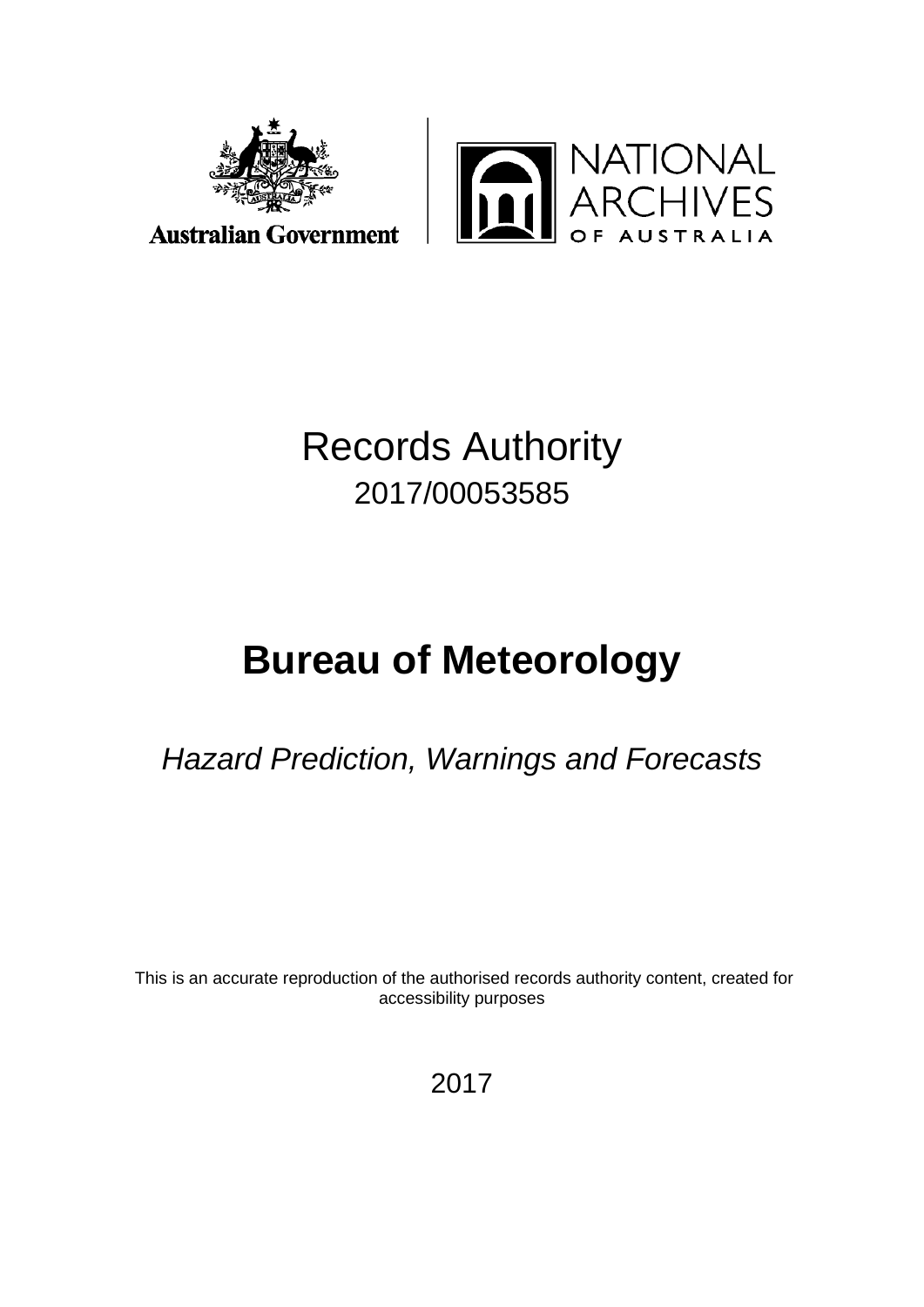Australian Government

NATIONAL ARCHIVES OF AUSTRALIA

# Records Authority

2017/00053585

# Bureau of Meteorology

*Hazard Prediction, Warnings and Forecasts*

This is an accurate reproduction of the authorised records authority content, created for accessibility purposes

2017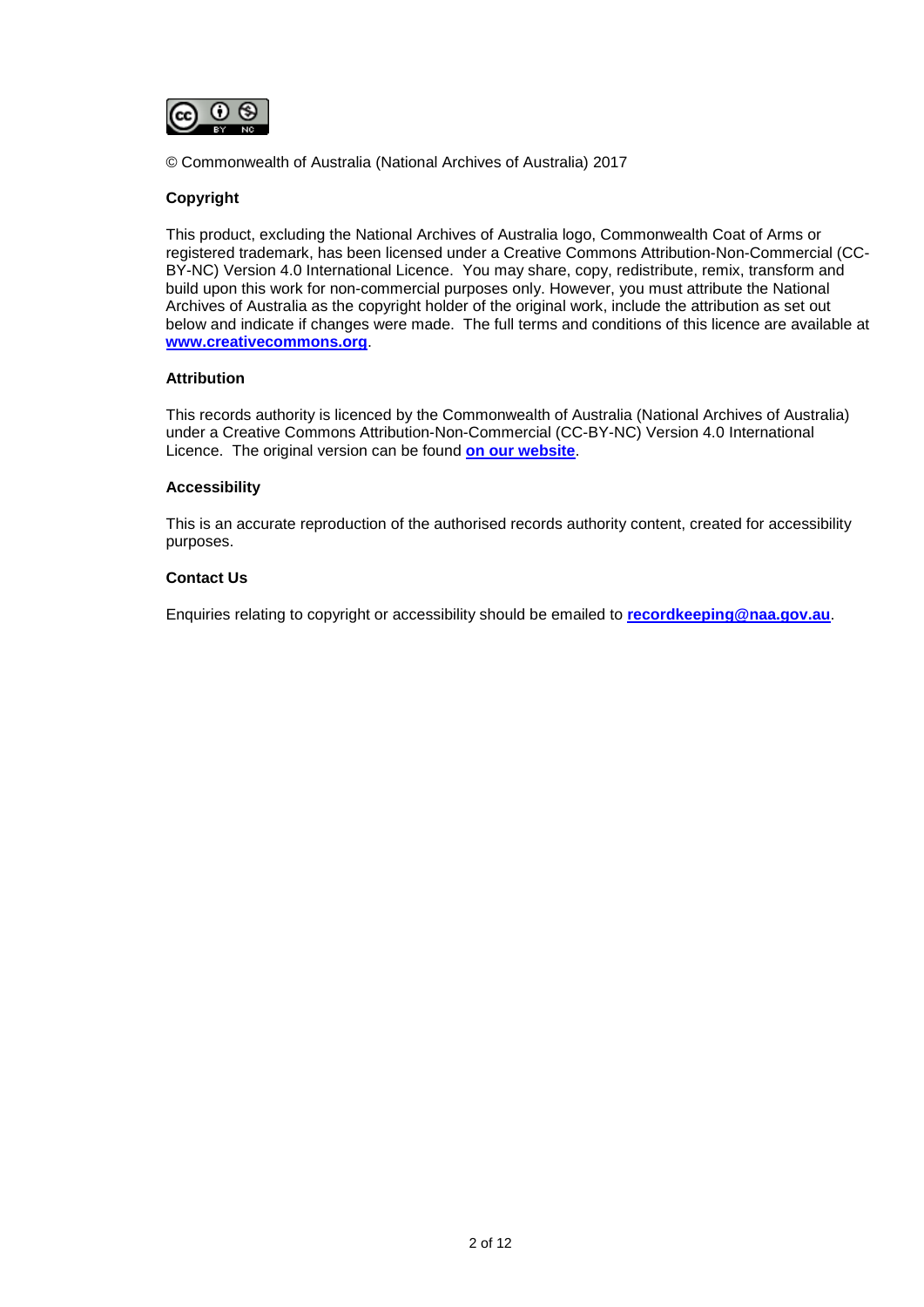© Commonwealth of Australia (National Archives of Australia) 2017

**Copyright**

This product, excluding the National Archives of Australia logo, Commonwealth Coat of Arms or registered trademark, has been licensed under a Creative Commons Attribution-Non-Commercial (CC-BY-NC) Version 4.0 International Licence. You may share, copy, redistribute, remix, transform and build upon this work for non-commercial purposes only. However, you must attribute the National Archives of Australia as the copyright holder of the original work, include the attribution as set out below and indicate if changes were made. The full terms and conditions of this licence are available at **www.creativecommons.org**.

**Attribution**

This records authority is licenced by the Commonwealth of Australia (National Archives of Australia) under a Creative Commons Attribution-Non-Commercial (CC-BY-NC) Version 4.0 International Licence. The original version can be found **on our website**.

**Accessibility**

This is an accurate reproduction of the authorised records authority content, created for accessibility purposes.

**Contact Us**

Enquiries relating to copyright or accessibility should be emailed to **recordkeeping@naa.gov.au**.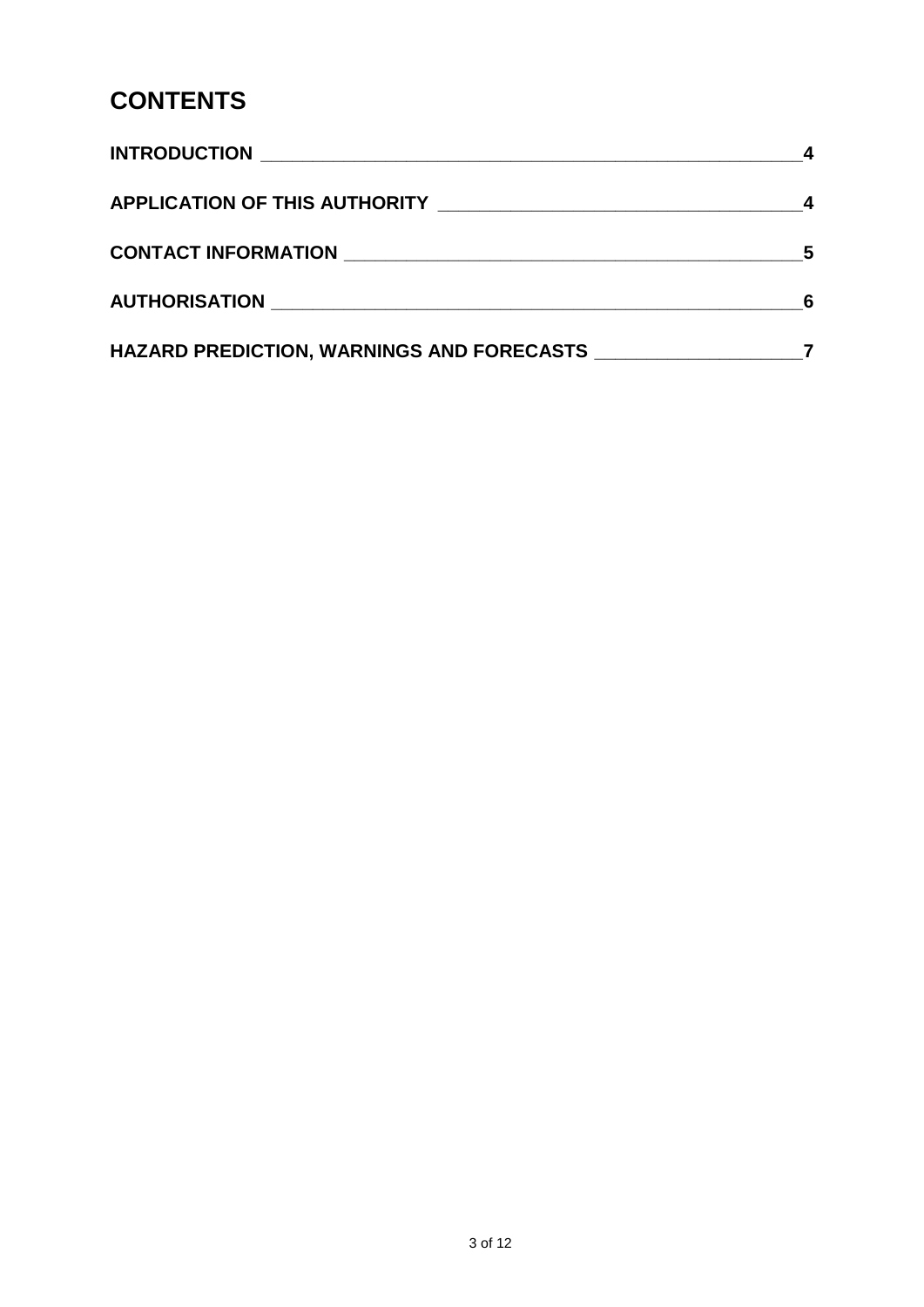# CONTENTS

| | |
|---|---|
| **INTRODUCTION** | **4** |
| **APPLICATION OF THIS AUTHORITY** | **4** |
| **CONTACT INFORMATION** | **5** |
| **AUTHORISATION** | **6** |
| **HAZARD PREDICTION, WARNINGS AND FORECASTS** | **7** |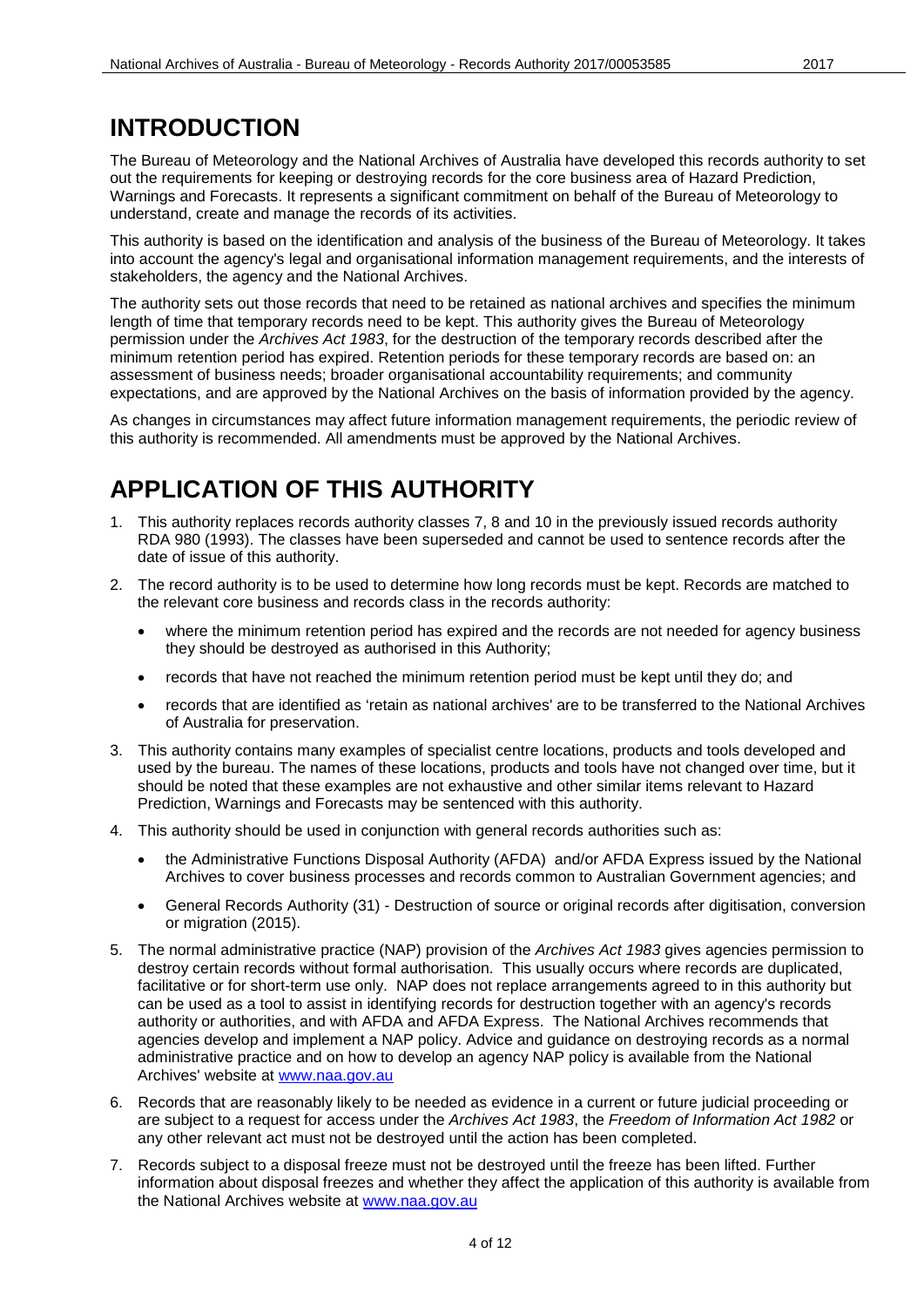# INTRODUCTION

The Bureau of Meteorology and the National Archives of Australia have developed this records authority to set out the requirements for keeping or destroying records for the core business area of Hazard Prediction, Warnings and Forecasts. It represents a significant commitment on behalf of the Bureau of Meteorology to understand, create and manage the records of its activities.

This authority is based on the identification and analysis of the business of the Bureau of Meteorology. It takes into account the agency's legal and organisational information management requirements, and the interests of stakeholders, the agency and the National Archives.

The authority sets out those records that need to be retained as national archives and specifies the minimum length of time that temporary records need to be kept. This authority gives the Bureau of Meteorology permission under the *Archives Act 1983*, for the destruction of the temporary records described after the minimum retention period has expired. Retention periods for these temporary records are based on: an assessment of business needs; broader organisational accountability requirements; and community expectations, and are approved by the National Archives on the basis of information provided by the agency.

As changes in circumstances may affect future information management requirements, the periodic review of this authority is recommended. All amendments must be approved by the National Archives.

# APPLICATION OF THIS AUTHORITY

1. This authority replaces records authority classes 7, 8 and 10 in the previously issued records authority RDA 980 (1993). The classes have been superseded and cannot be used to sentence records after the date of issue of this authority.
2. The record authority is to be used to determine how long records must be kept. Records are matched to the relevant core business and records class in the records authority:
   - where the minimum retention period has expired and the records are not needed for agency business they should be destroyed as authorised in this Authority;
   - records that have not reached the minimum retention period must be kept until they do; and
   - records that are identified as 'retain as national archives' are to be transferred to the National Archives of Australia for preservation.
3. This authority contains many examples of specialist centre locations, products and tools developed and used by the bureau. The names of these locations, products and tools have not changed over time, but it should be noted that these examples are not exhaustive and other similar items relevant to Hazard Prediction, Warnings and Forecasts may be sentenced with this authority.
4. This authority should be used in conjunction with general records authorities such as:
   - the Administrative Functions Disposal Authority (AFDA) and/or AFDA Express issued by the National Archives to cover business processes and records common to Australian Government agencies; and
   - General Records Authority (31) - Destruction of source or original records after digitisation, conversion or migration (2015).
5. The normal administrative practice (NAP) provision of the *Archives Act 1983* gives agencies permission to destroy certain records without formal authorisation. This usually occurs where records are duplicated, facilitative or for short-term use only. NAP does not replace arrangements agreed to in this authority but can be used as a tool to assist in identifying records for destruction together with an agency's records authority or authorities, and with AFDA and AFDA Express. The National Archives recommends that agencies develop and implement a NAP policy. Advice and guidance on destroying records as a normal administrative practice and on how to develop an agency NAP policy is available from the National Archives' website at www.naa.gov.au
6. Records that are reasonably likely to be needed as evidence in a current or future judicial proceeding or are subject to a request for access under the *Archives Act 1983*, the *Freedom of Information Act 1982* or any other relevant act must not be destroyed until the action has been completed.
7. Records subject to a disposal freeze must not be destroyed until the freeze has been lifted. Further information about disposal freezes and whether they affect the application of this authority is available from the National Archives website at www.naa.gov.au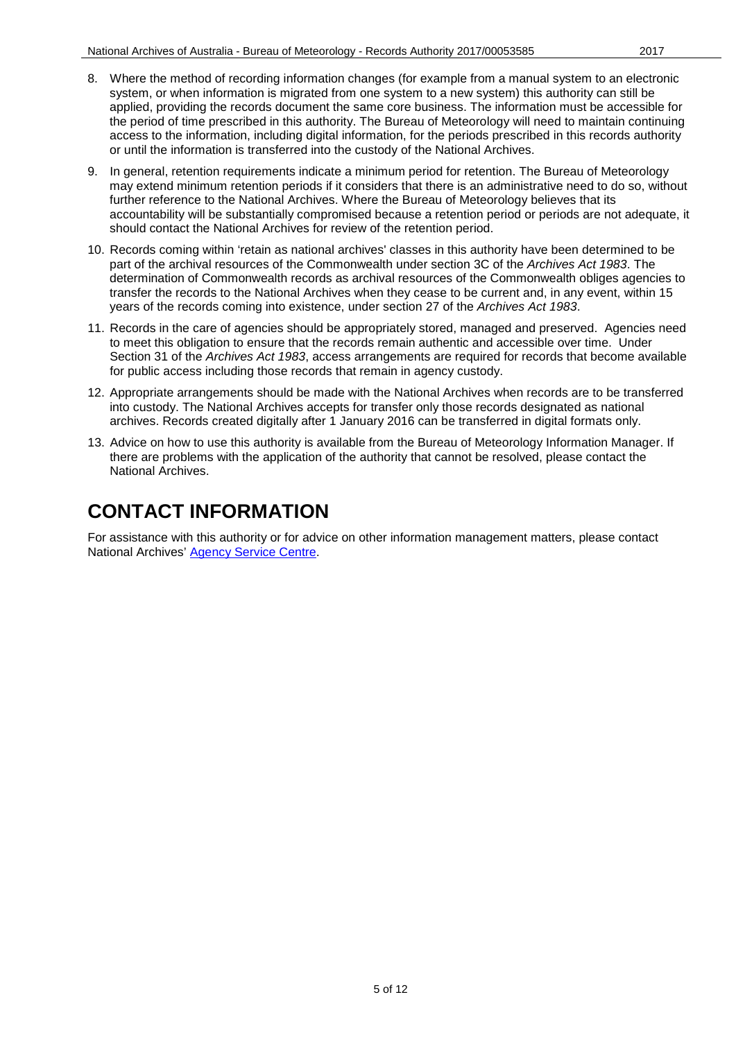8. Where the method of recording information changes (for example from a manual system to an electronic system, or when information is migrated from one system to a new system) this authority can still be applied, providing the records document the same core business. The information must be accessible for the period of time prescribed in this authority. The Bureau of Meteorology will need to maintain continuing access to the information, including digital information, for the periods prescribed in this records authority or until the information is transferred into the custody of the National Archives.
9. In general, retention requirements indicate a minimum period for retention. The Bureau of Meteorology may extend minimum retention periods if it considers that there is an administrative need to do so, without further reference to the National Archives. Where the Bureau of Meteorology believes that its accountability will be substantially compromised because a retention period or periods are not adequate, it should contact the National Archives for review of the retention period.
10. Records coming within 'retain as national archives' classes in this authority have been determined to be part of the archival resources of the Commonwealth under section 3C of the *Archives Act 1983*. The determination of Commonwealth records as archival resources of the Commonwealth obliges agencies to transfer the records to the National Archives when they cease to be current and, in any event, within 15 years of the records coming into existence, under section 27 of the *Archives Act 1983*.
11. Records in the care of agencies should be appropriately stored, managed and preserved. Agencies need to meet this obligation to ensure that the records remain authentic and accessible over time. Under Section 31 of the *Archives Act 1983*, access arrangements are required for records that become available for public access including those records that remain in agency custody.
12. Appropriate arrangements should be made with the National Archives when records are to be transferred into custody. The National Archives accepts for transfer only those records designated as national archives. Records created digitally after 1 January 2016 can be transferred in digital formats only.
13. Advice on how to use this authority is available from the Bureau of Meteorology Information Manager. If there are problems with the application of the authority that cannot be resolved, please contact the National Archives.

# CONTACT INFORMATION

For assistance with this authority or for advice on other information management matters, please contact National Archives' Agency Service Centre.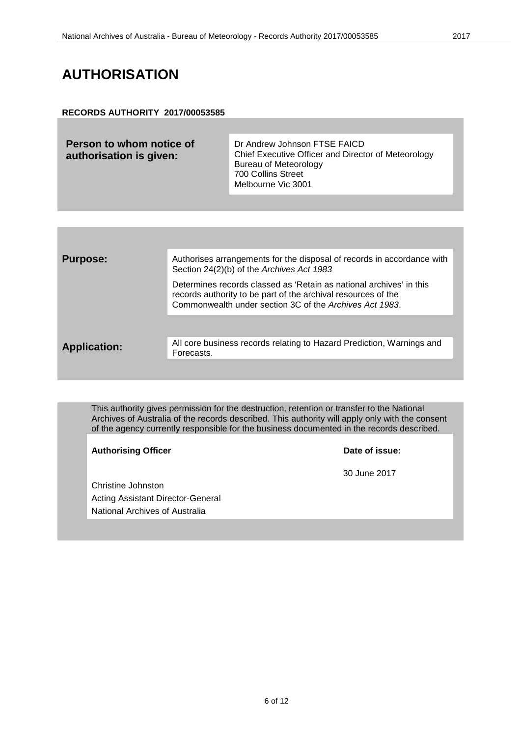# AUTHORISATION

**RECORDS AUTHORITY 2017/00053585**

| **Person to whom notice of authorisation is given:** | Dr Andrew Johnson FTSE FAICD<br>Chief Executive Officer and Director of Meteorology<br>Bureau of Meteorology<br>700 Collins Street<br>Melbourne Vic 3001 |
|---|---|

| | |
|---|---|
| **Purpose:** | Authorises arrangements for the disposal of records in accordance with Section 24(2)(b) of the *Archives Act 1983*<br><br>Determines records classed as 'Retain as national archives' in this records authority to be part of the archival resources of the Commonwealth under section 3C of the *Archives Act 1983*. |
| **Application:** | All core business records relating to Hazard Prediction, Warnings and Forecasts. |

This authority gives permission for the destruction, retention or transfer to the National Archives of Australia of the records described. This authority will apply only with the consent of the agency currently responsible for the business documented in the records described.

| **Authorising Officer** | **Date of issue:** |
|---|---|
| Christine Johnston<br>Acting Assistant Director-General<br>National Archives of Australia | 30 June 2017 |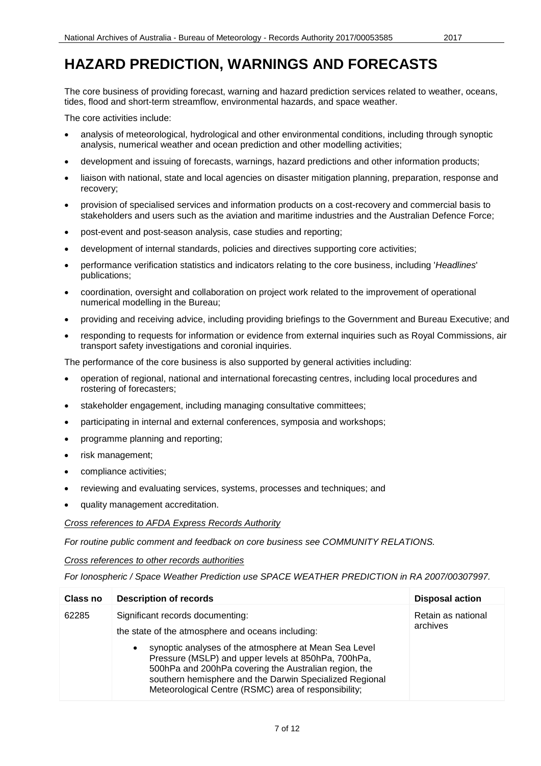# HAZARD PREDICTION, WARNINGS AND FORECASTS

The core business of providing forecast, warning and hazard prediction services related to weather, oceans, tides, flood and short-term streamflow, environmental hazards, and space weather.

The core activities include:

- analysis of meteorological, hydrological and other environmental conditions, including through synoptic analysis, numerical weather and ocean prediction and other modelling activities;
- development and issuing of forecasts, warnings, hazard predictions and other information products;
- liaison with national, state and local agencies on disaster mitigation planning, preparation, response and recovery;
- provision of specialised services and information products on a cost-recovery and commercial basis to stakeholders and users such as the aviation and maritime industries and the Australian Defence Force;
- post-event and post-season analysis, case studies and reporting;
- development of internal standards, policies and directives supporting core activities;
- performance verification statistics and indicators relating to the core business, including '*Headlines*' publications;
- coordination, oversight and collaboration on project work related to the improvement of operational numerical modelling in the Bureau;
- providing and receiving advice, including providing briefings to the Government and Bureau Executive; and
- responding to requests for information or evidence from external inquiries such as Royal Commissions, air transport safety investigations and coronial inquiries.

The performance of the core business is also supported by general activities including:

- operation of regional, national and international forecasting centres, including local procedures and rostering of forecasters;
- stakeholder engagement, including managing consultative committees;
- participating in internal and external conferences, symposia and workshops;
- programme planning and reporting;
- risk management;
- compliance activities;
- reviewing and evaluating services, systems, processes and techniques; and
- quality management accreditation.

*Cross references to AFDA Express Records Authority*

*For routine public comment and feedback on core business see COMMUNITY RELATIONS.*

*Cross references to other records authorities*

*For Ionospheric / Space Weather Prediction use SPACE WEATHER PREDICTION in RA 2007/00307997.*

| Class no | Description of records | Disposal action |
|---|---|---|
| 62285 | Significant records documenting:<br><br>the state of the atmosphere and oceans including:<br><br>• synoptic analyses of the atmosphere at Mean Sea Level Pressure (MSLP) and upper levels at 850hPa, 700hPa, 500hPa and 200hPa covering the Australian region, the southern hemisphere and the Darwin Specialized Regional Meteorological Centre (RSMC) area of responsibility; | Retain as national archives |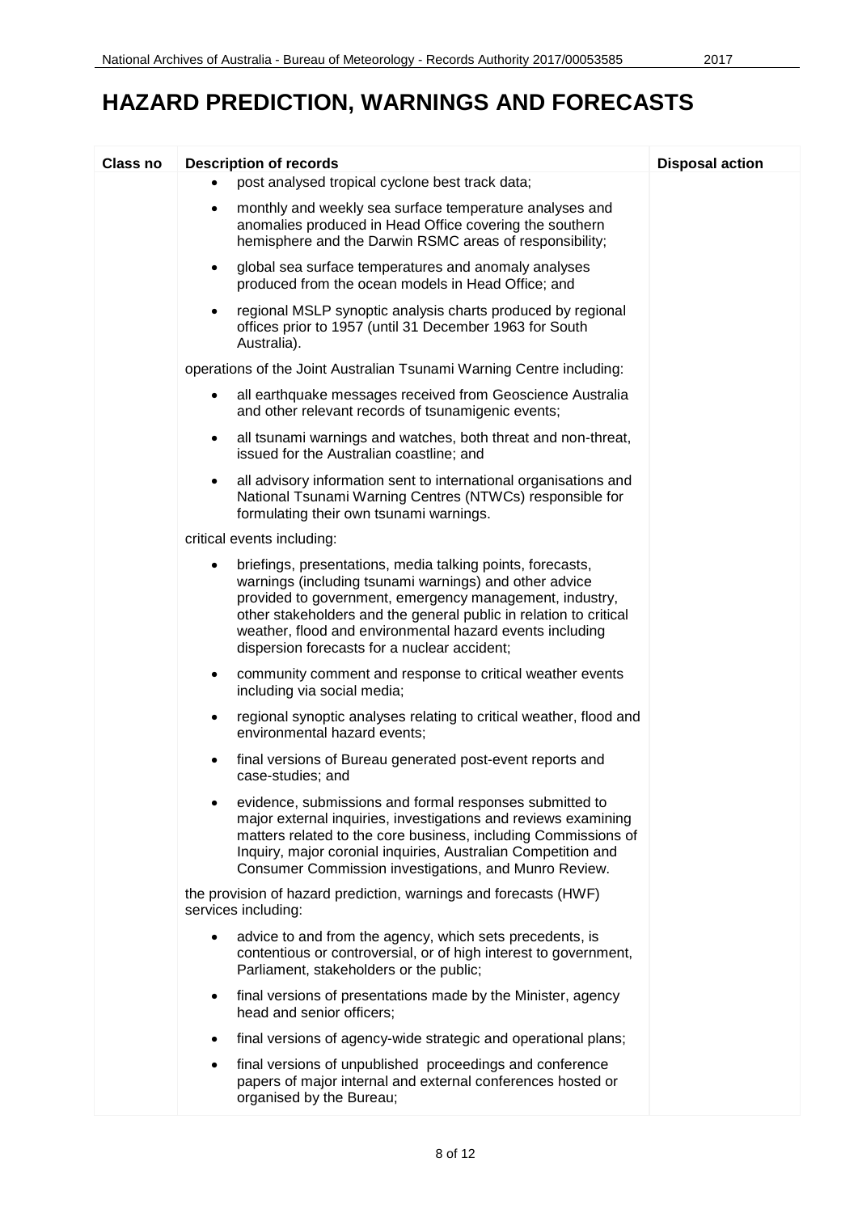# HAZARD PREDICTION, WARNINGS AND FORECASTS

| Class no | Description of records | Disposal action |
|---|---|---|
| | • post analysed tropical cyclone best track data;<br><br>• monthly and weekly sea surface temperature analyses and anomalies produced in Head Office covering the southern hemisphere and the Darwin RSMC areas of responsibility;<br><br>• global sea surface temperatures and anomaly analyses produced from the ocean models in Head Office; and<br><br>• regional MSLP synoptic analysis charts produced by regional offices prior to 1957 (until 31 December 1963 for South Australia).<br><br>operations of the Joint Australian Tsunami Warning Centre including:<br><br>• all earthquake messages received from Geoscience Australia and other relevant records of tsunamigenic events;<br><br>• all tsunami warnings and watches, both threat and non-threat, issued for the Australian coastline; and<br><br>• all advisory information sent to international organisations and National Tsunami Warning Centres (NTWCs) responsible for formulating their own tsunami warnings.<br><br>critical events including:<br><br>• briefings, presentations, media talking points, forecasts, warnings (including tsunami warnings) and other advice provided to government, emergency management, industry, other stakeholders and the general public in relation to critical weather, flood and environmental hazard events including dispersion forecasts for a nuclear accident;<br><br>• community comment and response to critical weather events including via social media;<br><br>• regional synoptic analyses relating to critical weather, flood and environmental hazard events;<br><br>• final versions of Bureau generated post-event reports and case-studies; and<br><br>• evidence, submissions and formal responses submitted to major external inquiries, investigations and reviews examining matters related to the core business, including Commissions of Inquiry, major coronial inquiries, Australian Competition and Consumer Commission investigations, and Munro Review.<br><br>the provision of hazard prediction, warnings and forecasts (HWF) services including:<br><br>• advice to and from the agency, which sets precedents, is contentious or controversial, or of high interest to government, Parliament, stakeholders or the public;<br><br>• final versions of presentations made by the Minister, agency head and senior officers;<br><br>• final versions of agency-wide strategic and operational plans;<br><br>• final versions of unpublished proceedings and conference papers of major internal and external conferences hosted or organised by the Bureau; | |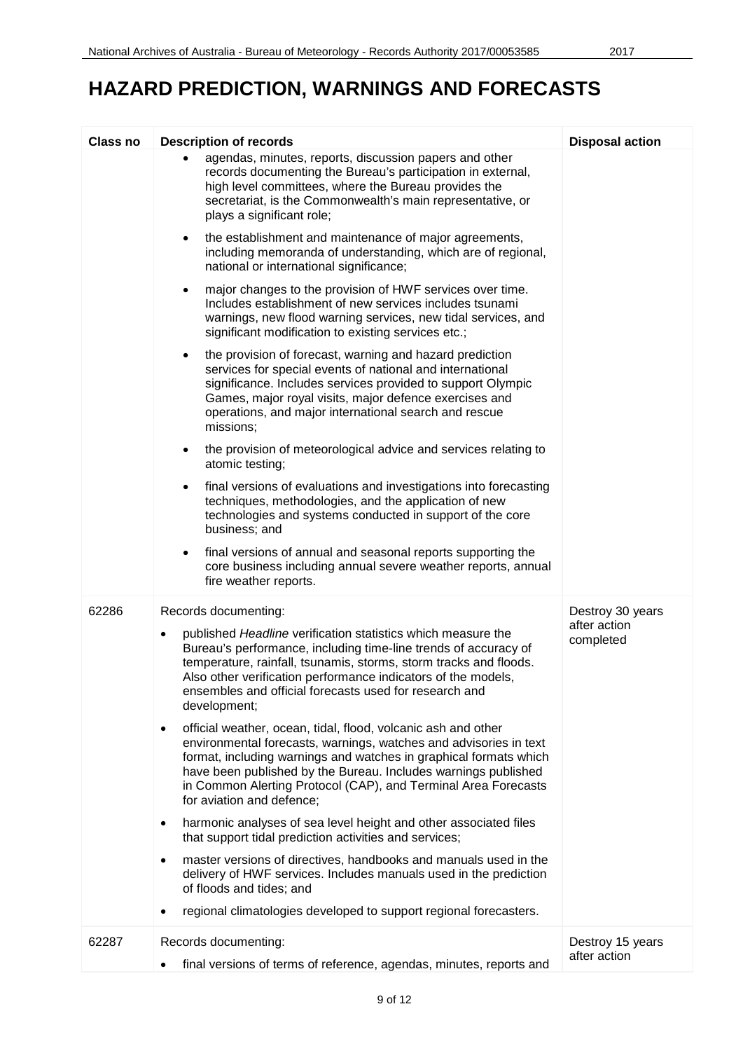# HAZARD PREDICTION, WARNINGS AND FORECASTS

| Class no | Description of records | Disposal action |
|---|---|---|
| | • agendas, minutes, reports, discussion papers and other records documenting the Bureau's participation in external, high level committees, where the Bureau provides the secretariat, is the Commonwealth's main representative, or plays a significant role;<br><br>• the establishment and maintenance of major agreements, including memoranda of understanding, which are of regional, national or international significance;<br><br>• major changes to the provision of HWF services over time. Includes establishment of new services includes tsunami warnings, new flood warning services, new tidal services, and significant modification to existing services etc.;<br><br>• the provision of forecast, warning and hazard prediction services for special events of national and international significance. Includes services provided to support Olympic Games, major royal visits, major defence exercises and operations, and major international search and rescue missions;<br><br>• the provision of meteorological advice and services relating to atomic testing;<br><br>• final versions of evaluations and investigations into forecasting techniques, methodologies, and the application of new technologies and systems conducted in support of the core business; and<br><br>• final versions of annual and seasonal reports supporting the core business including annual severe weather reports, annual fire weather reports. | |
| 62286 | Records documenting:<br><br>• published *Headline* verification statistics which measure the Bureau's performance, including time-line trends of accuracy of temperature, rainfall, tsunamis, storms, storm tracks and floods. Also other verification performance indicators of the models, ensembles and official forecasts used for research and development;<br><br>• official weather, ocean, tidal, flood, volcanic ash and other environmental forecasts, warnings, watches and advisories in text format, including warnings and watches in graphical formats which have been published by the Bureau. Includes warnings published in Common Alerting Protocol (CAP), and Terminal Area Forecasts for aviation and defence;<br><br>• harmonic analyses of sea level height and other associated files that support tidal prediction activities and services;<br><br>• master versions of directives, handbooks and manuals used in the delivery of HWF services. Includes manuals used in the prediction of floods and tides; and<br><br>• regional climatologies developed to support regional forecasters. | Destroy 30 years after action completed |
| 62287 | Records documenting:<br><br>• final versions of terms of reference, agendas, minutes, reports and | Destroy 15 years after action |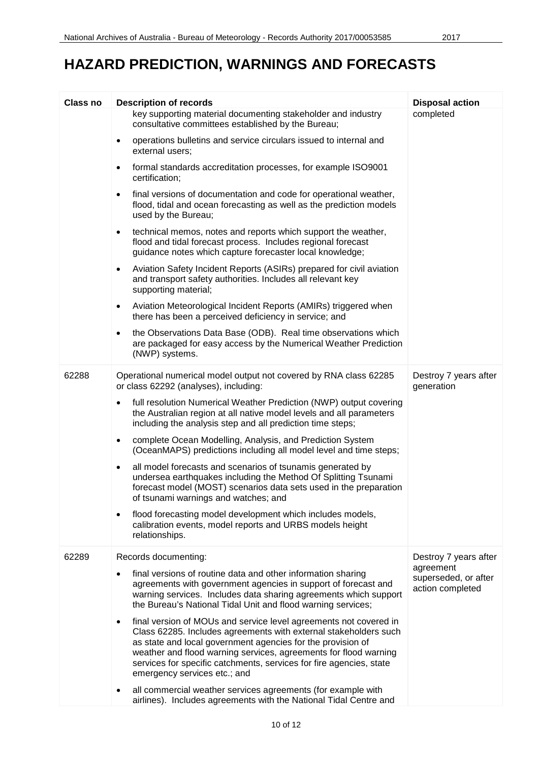# HAZARD PREDICTION, WARNINGS AND FORECASTS

| Class no | Description of records | Disposal action |
|---|---|---|
| | key supporting material documenting stakeholder and industry consultative committees established by the Bureau;<br>• operations bulletins and service circulars issued to internal and external users;<br>• formal standards accreditation processes, for example ISO9001 certification;<br>• final versions of documentation and code for operational weather, flood, tidal and ocean forecasting as well as the prediction models used by the Bureau;<br>• technical memos, notes and reports which support the weather, flood and tidal forecast process. Includes regional forecast guidance notes which capture forecaster local knowledge;<br>• Aviation Safety Incident Reports (ASIRs) prepared for civil aviation and transport safety authorities. Includes all relevant key supporting material;<br>• Aviation Meteorological Incident Reports (AMIRs) triggered when there has been a perceived deficiency in service; and<br>• the Observations Data Base (ODB). Real time observations which are packaged for easy access by the Numerical Weather Prediction (NWP) systems. | completed |
| 62288 | Operational numerical model output not covered by RNA class 62285 or class 62292 (analyses), including:<br>• full resolution Numerical Weather Prediction (NWP) output covering the Australian region at all native model levels and all parameters including the analysis step and all prediction time steps;<br>• complete Ocean Modelling, Analysis, and Prediction System (OceanMAPS) predictions including all model level and time steps;<br>• all model forecasts and scenarios of tsunamis generated by undersea earthquakes including the Method Of Splitting Tsunami forecast model (MOST) scenarios data sets used in the preparation of tsunami warnings and watches; and<br>• flood forecasting model development which includes models, calibration events, model reports and URBS models height relationships. | Destroy 7 years after generation |
| 62289 | Records documenting:<br>• final versions of routine data and other information sharing agreements with government agencies in support of forecast and warning services. Includes data sharing agreements which support the Bureau's National Tidal Unit and flood warning services;<br>• final version of MOUs and service level agreements not covered in Class 62285. Includes agreements with external stakeholders such as state and local government agencies for the provision of weather and flood warning services, agreements for flood warning services for specific catchments, services for fire agencies, state emergency services etc.; and<br>• all commercial weather services agreements (for example with airlines). Includes agreements with the National Tidal Centre and | Destroy 7 years after agreement superseded, or after action completed |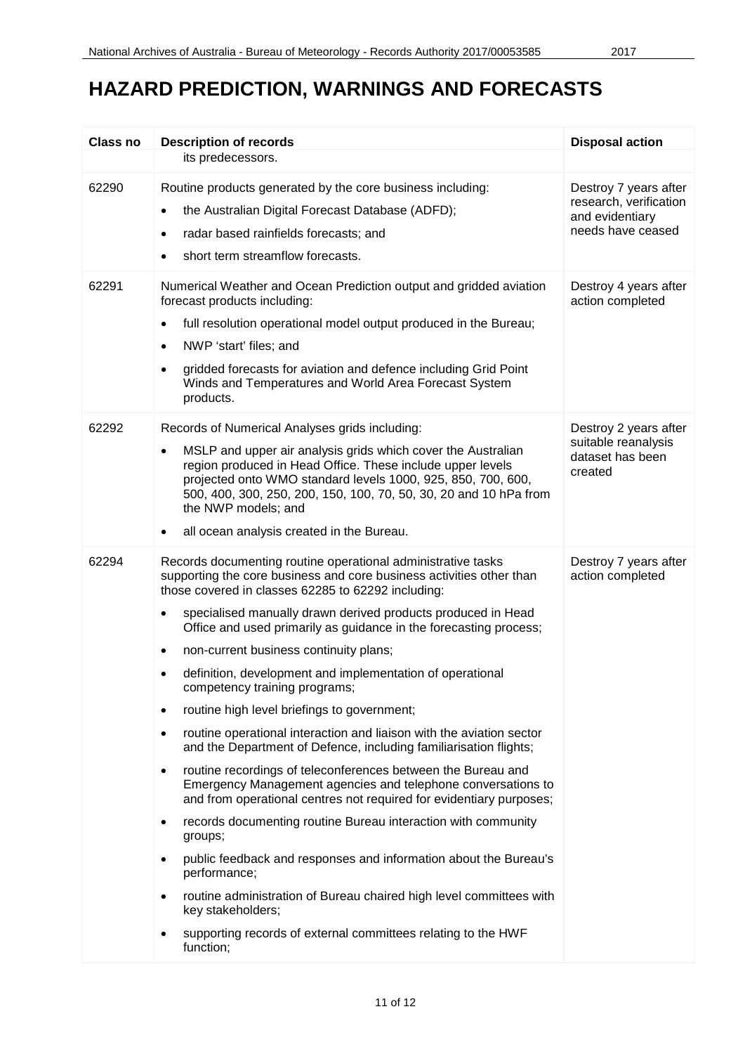# HAZARD PREDICTION, WARNINGS AND FORECASTS

| Class no | Description of records | Disposal action |
|---|---|---|
| | its predecessors. | |
| 62290 | Routine products generated by the core business including:<br>• the Australian Digital Forecast Database (ADFD);<br>• radar based rainfields forecasts; and<br>• short term streamflow forecasts. | Destroy 7 years after research, verification and evidentiary needs have ceased |
| 62291 | Numerical Weather and Ocean Prediction output and gridded aviation forecast products including:<br>• full resolution operational model output produced in the Bureau;<br>• NWP 'start' files; and<br>• gridded forecasts for aviation and defence including Grid Point Winds and Temperatures and World Area Forecast System products. | Destroy 4 years after action completed |
| 62292 | Records of Numerical Analyses grids including:<br>• MSLP and upper air analysis grids which cover the Australian region produced in Head Office. These include upper levels projected onto WMO standard levels 1000, 925, 850, 700, 600, 500, 400, 300, 250, 200, 150, 100, 70, 50, 30, 20 and 10 hPa from the NWP models; and<br>• all ocean analysis created in the Bureau. | Destroy 2 years after suitable reanalysis dataset has been created |
| 62294 | Records documenting routine operational administrative tasks supporting the core business and core business activities other than those covered in classes 62285 to 62292 including:<br>• specialised manually drawn derived products produced in Head Office and used primarily as guidance in the forecasting process;<br>• non-current business continuity plans;<br>• definition, development and implementation of operational competency training programs;<br>• routine high level briefings to government;<br>• routine operational interaction and liaison with the aviation sector and the Department of Defence, including familiarisation flights;<br>• routine recordings of teleconferences between the Bureau and Emergency Management agencies and telephone conversations to and from operational centres not required for evidentiary purposes;<br>• records documenting routine Bureau interaction with community groups;<br>• public feedback and responses and information about the Bureau's performance;<br>• routine administration of Bureau chaired high level committees with key stakeholders;<br>• supporting records of external committees relating to the HWF function; | Destroy 7 years after action completed |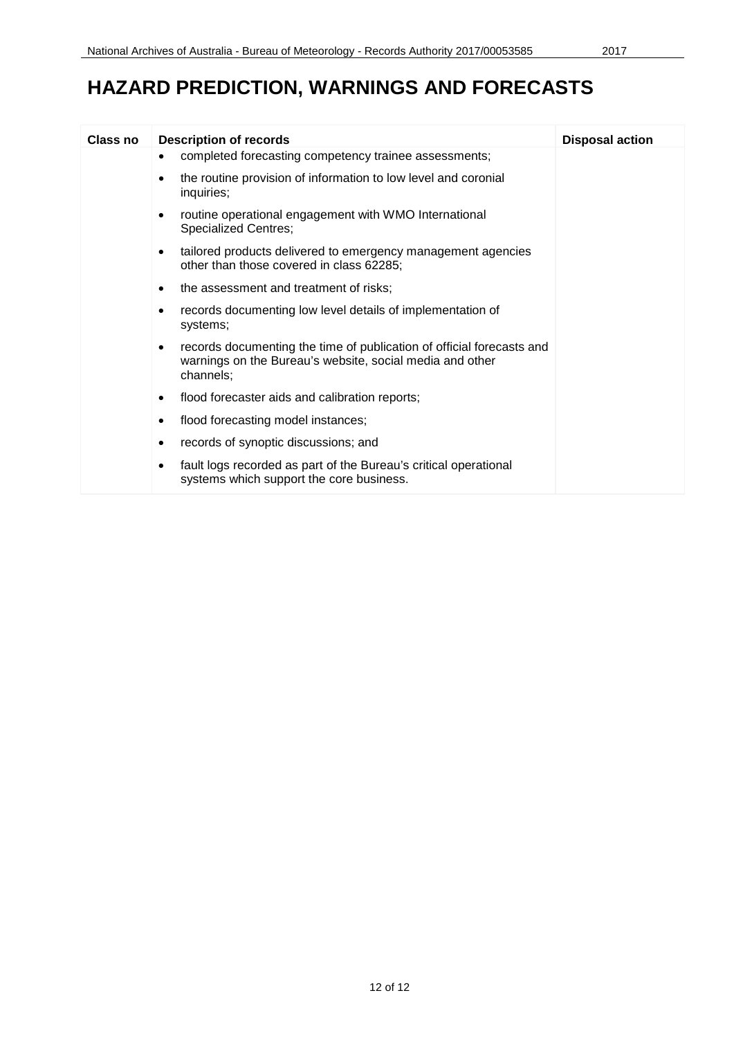# HAZARD PREDICTION, WARNINGS AND FORECASTS

| Class no | Description of records | Disposal action |
|---|---|---|
| | • completed forecasting competency trainee assessments;<br>• the routine provision of information to low level and coronial inquiries;<br>• routine operational engagement with WMO International Specialized Centres;<br>• tailored products delivered to emergency management agencies other than those covered in class 62285;<br>• the assessment and treatment of risks;<br>• records documenting low level details of implementation of systems;<br>• records documenting the time of publication of official forecasts and warnings on the Bureau's website, social media and other channels;<br>• flood forecaster aids and calibration reports;<br>• flood forecasting model instances;<br>• records of synoptic discussions; and<br>• fault logs recorded as part of the Bureau's critical operational systems which support the core business. | |